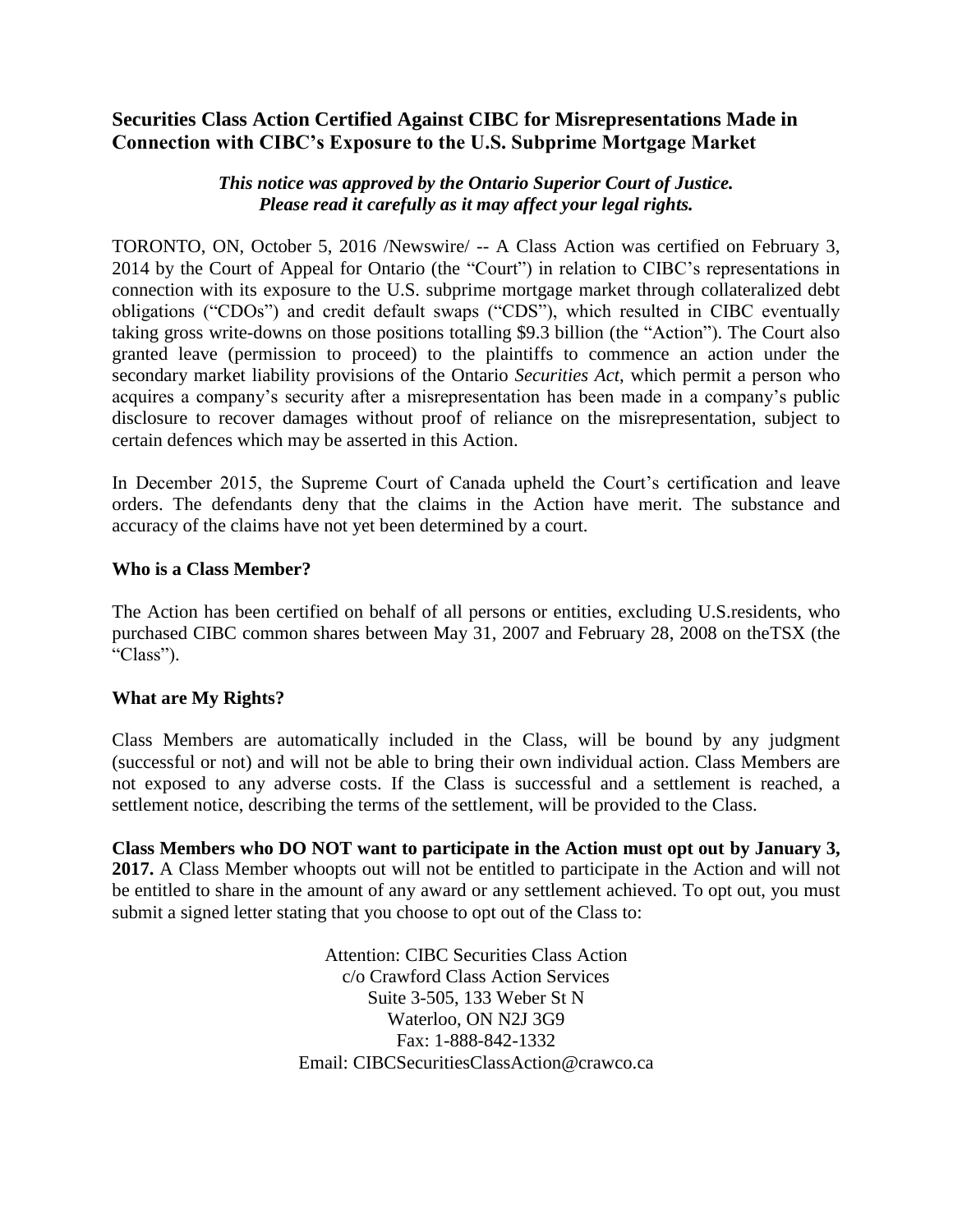## Securities Class Action Certified Against CIBC for Misrepresentations Made in Connection with CIBC's Exposure to the U.S. Subprime Mortgage Market

***This notice was approved by the Ontario Superior Court of Justice. Please read it carefully as it may affect your legal rights.***

TORONTO, ON, October 5, 2016 /Newswire/ -- A Class Action was certified on February 3, 2014 by the Court of Appeal for Ontario (the "Court") in relation to CIBC's representations in connection with its exposure to the U.S. subprime mortgage market through collateralized debt obligations ("CDOs") and credit default swaps ("CDS"), which resulted in CIBC eventually taking gross write-downs on those positions totalling \$9.3 billion (the "Action"). The Court also granted leave (permission to proceed) to the plaintiffs to commence an action under the secondary market liability provisions of the Ontario *Securities Act*, which permit a person who acquires a company's security after a misrepresentation has been made in a company's public disclosure to recover damages without proof of reliance on the misrepresentation, subject to certain defences which may be asserted in this Action.

In December 2015, the Supreme Court of Canada upheld the Court's certification and leave orders. The defendants deny that the claims in the Action have merit. The substance and accuracy of the claims have not yet been determined by a court.

### Who is a Class Member?

The Action has been certified on behalf of all persons or entities, excluding U.S.residents, who purchased CIBC common shares between May 31, 2007 and February 28, 2008 on theTSX (the "Class").

### What are My Rights?

Class Members are automatically included in the Class, will be bound by any judgment (successful or not) and will not be able to bring their own individual action. Class Members are not exposed to any adverse costs. If the Class is successful and a settlement is reached, a settlement notice, describing the terms of the settlement, will be provided to the Class.

**Class Members who DO NOT want to participate in the Action must opt out by January 3, 2017.** A Class Member whoopts out will not be entitled to participate in the Action and will not be entitled to share in the amount of any award or any settlement achieved. To opt out, you must submit a signed letter stating that you choose to opt out of the Class to:

Attention: CIBC Securities Class Action
c/o Crawford Class Action Services
Suite 3-505, 133 Weber St N
Waterloo, ON N2J 3G9
Fax: 1-888-842-1332
Email: CIBCSecuritiesClassAction@crawco.ca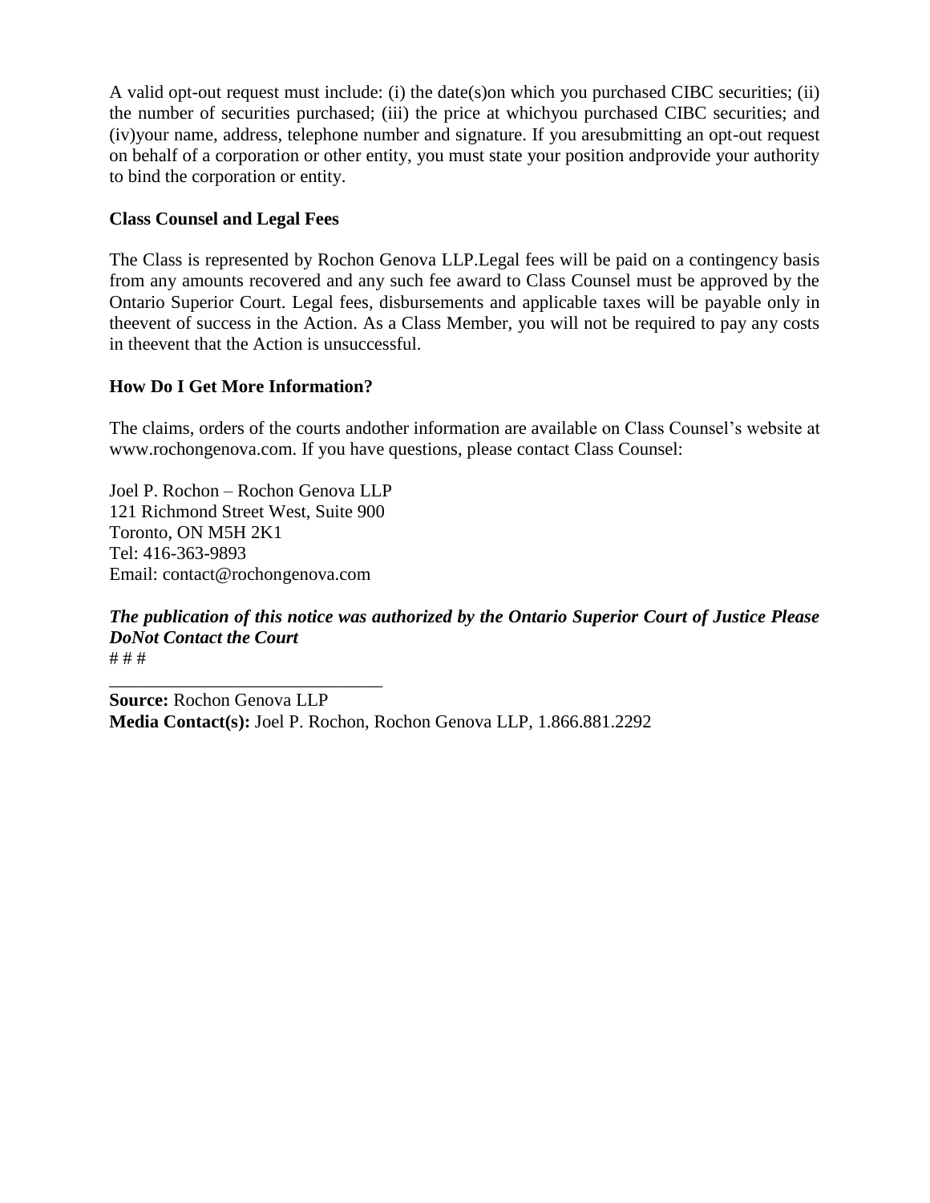A valid opt-out request must include: (i) the date(s)on which you purchased CIBC securities; (ii) the number of securities purchased; (iii) the price at whichyou purchased CIBC securities; and (iv)your name, address, telephone number and signature. If you aresubmitting an opt-out request on behalf of a corporation or other entity, you must state your position andprovide your authority to bind the corporation or entity.

**Class Counsel and Legal Fees**

The Class is represented by Rochon Genova LLP.Legal fees will be paid on a contingency basis from any amounts recovered and any such fee award to Class Counsel must be approved by the Ontario Superior Court. Legal fees, disbursements and applicable taxes will be payable only in theevent of success in the Action. As a Class Member, you will not be required to pay any costs in theevent that the Action is unsuccessful.

**How Do I Get More Information?**

The claims, orders of the courts andother information are available on Class Counsel's website at www.rochongenova.com. If you have questions, please contact Class Counsel:

Joel P. Rochon – Rochon Genova LLP
121 Richmond Street West, Suite 900
Toronto, ON M5H 2K1
Tel: 416-363-9893
Email: contact@rochongenova.com

***The publication of this notice was authorized by the Ontario Superior Court of Justice Please DoNot Contact the Court***
# # #

______________________________

**Source:** Rochon Genova LLP
**Media Contact(s):** Joel P. Rochon, Rochon Genova LLP, 1.866.881.2292